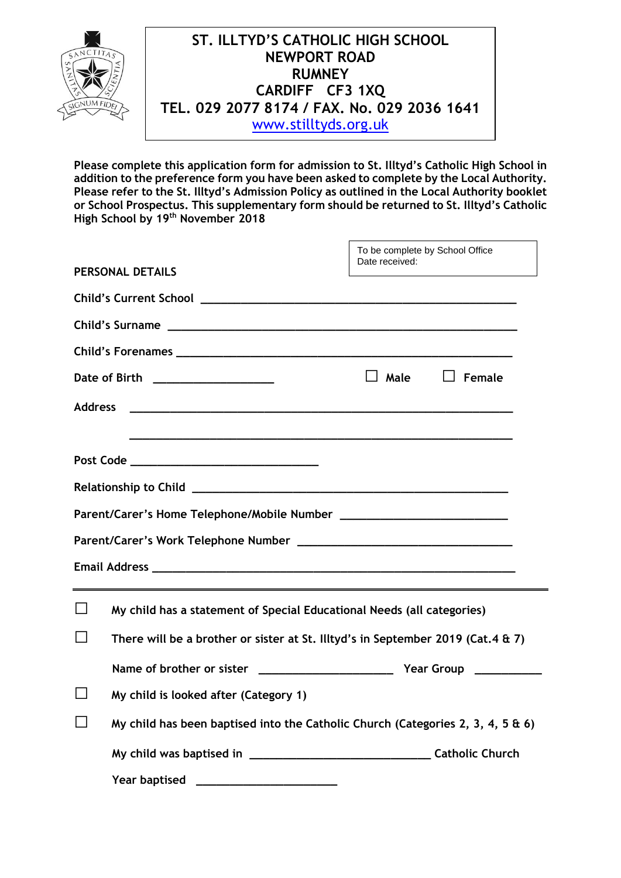# ST. ILLTYD'S CATHOLIC HIGH SCHOOL
## NEWPORT ROAD
## RUMNEY
## CARDIFF CF3 1XQ
## TEL. 029 2077 8174 / FAX. No. 029 2036 1641
## www.stilltyds.org.uk

**Please complete this application form for admission to St. Illtyd's Catholic High School in addition to the preference form you have been asked to complete by the Local Authority. Please refer to the St. Illtyd's Admission Policy as outlined in the Local Authority booklet or School Prospectus. This supplementary form should be returned to St. Illtyd's Catholic High School by 19th November 2018**

| To be complete by School Office |
|---|
| Date received: |

**PERSONAL DETAILS**

**Child's Current School** ____________________________________________

**Child's Surname** ____________________________________________

**Child's Forenames** ____________________________________________

**Date of Birth** ________________ ☐ **Male** ☐ **Female**

**Address** ____________________________________________

____________________________________________

**Post Code** __________________________

**Relationship to Child** ____________________________________________

**Parent/Carer's Home Telephone/Mobile Number** ______________________

**Parent/Carer's Work Telephone Number** ____________________________

**Email Address** ____________________________________________

---

☐ **My child has a statement of Special Educational Needs (all categories)**

☐ **There will be a brother or sister at St. Illtyd's in September 2019 (Cat.4 & 7)**

**Name of brother or sister** ___________________ **Year Group** __________

☐ **My child is looked after (Category 1)**

☐ **My child has been baptised into the Catholic Church (Categories 2, 3, 4, 5 & 6)**

**My child was baptised in** _________________________ **Catholic Church**

**Year baptised** ____________________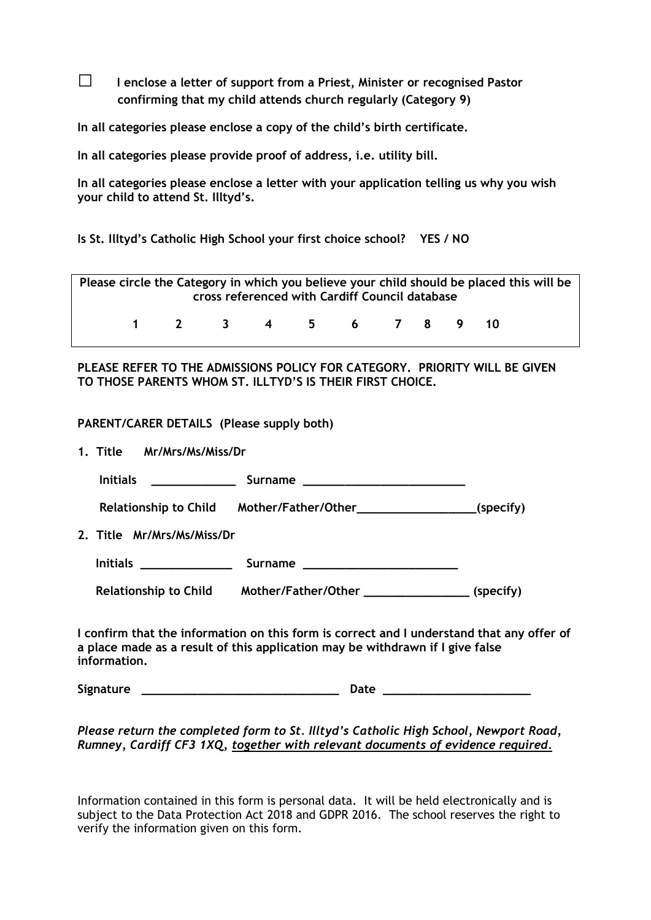☐ **I enclose a letter of support from a Priest, Minister or recognised Pastor confirming that my child attends church regularly (Category 9)**

**In all categories please enclose a copy of the child's birth certificate.**

**In all categories please provide proof of address, i.e. utility bill.**

**In all categories please enclose a letter with your application telling us why you wish your child to attend St. Illtyd's.**

**Is St. Illtyd's Catholic High School your first choice school? YES / NO**

| **Please circle the Category in which you believe your child should be placed this will be cross referenced with Cardiff Council database** |
|---|
| **1 2 3 4 5 6 7 8 9 10** |

**PLEASE REFER TO THE ADMISSIONS POLICY FOR CATEGORY. PRIORITY WILL BE GIVEN TO THOSE PARENTS WHOM ST. ILLTYD'S IS THEIR FIRST CHOICE.**

**PARENT/CARER DETAILS (Please supply both)**

1. **Title Mr/Mrs/Ms/Miss/Dr**

   **Initials ____________ Surname ________________________**

   **Relationship to Child Mother/Father/Other_________________(specify)**

2. **Title Mr/Mrs/Ms/Miss/Dr**

   **Initials _____________ Surname ______________________**

   **Relationship to Child Mother/Father/Other _______________ (specify)**

**I confirm that the information on this form is correct and I understand that any offer of a place made as a result of this application may be withdrawn if I give false information.**

**Signature _____________________________ Date _____________________**

***Please return the completed form to St. Illtyd's Catholic High School, Newport Road, Rumney, Cardiff CF3 1XQ, together with relevant documents of evidence required.***

Information contained in this form is personal data. It will be held electronically and is subject to the Data Protection Act 2018 and GDPR 2016. The school reserves the right to verify the information given on this form.